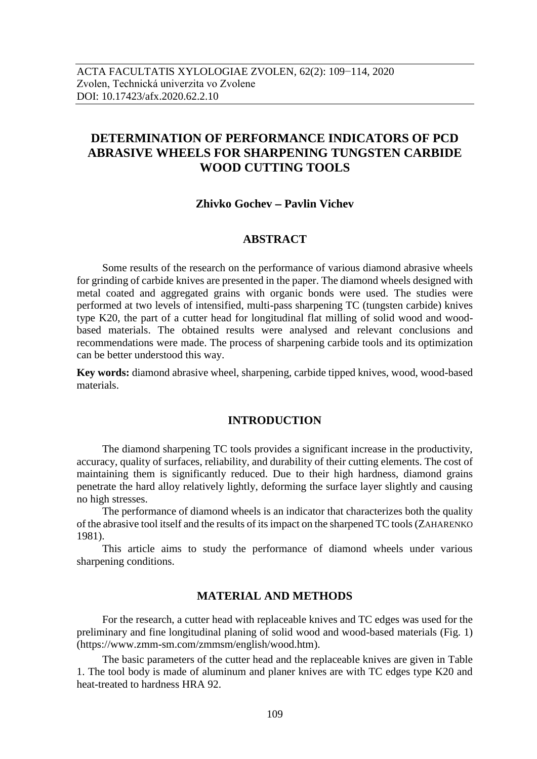ACTA FACULTATIS XYLOLOGIAE ZVOLEN, 62(2): 109−114, 2020
Zvolen, Technická univerzita vo Zvolene
DOI: 10.17423/afx.2020.62.2.10

# DETERMINATION OF PERFORMANCE INDICATORS OF PCD ABRASIVE WHEELS FOR SHARPENING TUNGSTEN CARBIDE WOOD CUTTING TOOLS

**Zhivko Gochev – Pavlin Vichev**

## ABSTRACT

Some results of the research on the performance of various diamond abrasive wheels for grinding of carbide knives are presented in the paper. The diamond wheels designed with metal coated and aggregated grains with organic bonds were used. The studies were performed at two levels of intensified, multi-pass sharpening TC (tungsten carbide) knives type K20, the part of a cutter head for longitudinal flat milling of solid wood and wood-based materials. The obtained results were analysed and relevant conclusions and recommendations were made. The process of sharpening carbide tools and its optimization can be better understood this way.

**Key words:** diamond abrasive wheel, sharpening, carbide tipped knives, wood, wood-based materials.

## INTRODUCTION

The diamond sharpening TC tools provides a significant increase in the productivity, accuracy, quality of surfaces, reliability, and durability of their cutting elements. The cost of maintaining them is significantly reduced. Due to their high hardness, diamond grains penetrate the hard alloy relatively lightly, deforming the surface layer slightly and causing no high stresses.

The performance of diamond wheels is an indicator that characterizes both the quality of the abrasive tool itself and the results of its impact on the sharpened TC tools (ZAHARENKO 1981).

This article aims to study the performance of diamond wheels under various sharpening conditions.

## MATERIAL AND METHODS

For the research, a cutter head with replaceable knives and TC edges was used for the preliminary and fine longitudinal planing of solid wood and wood-based materials (Fig. 1) (https://www.zmm-sm.com/zmmsm/english/wood.htm).

The basic parameters of the cutter head and the replaceable knives are given in Table 1. The tool body is made of aluminum and planer knives are with TC edges type K20 and heat-treated to hardness HRA 92.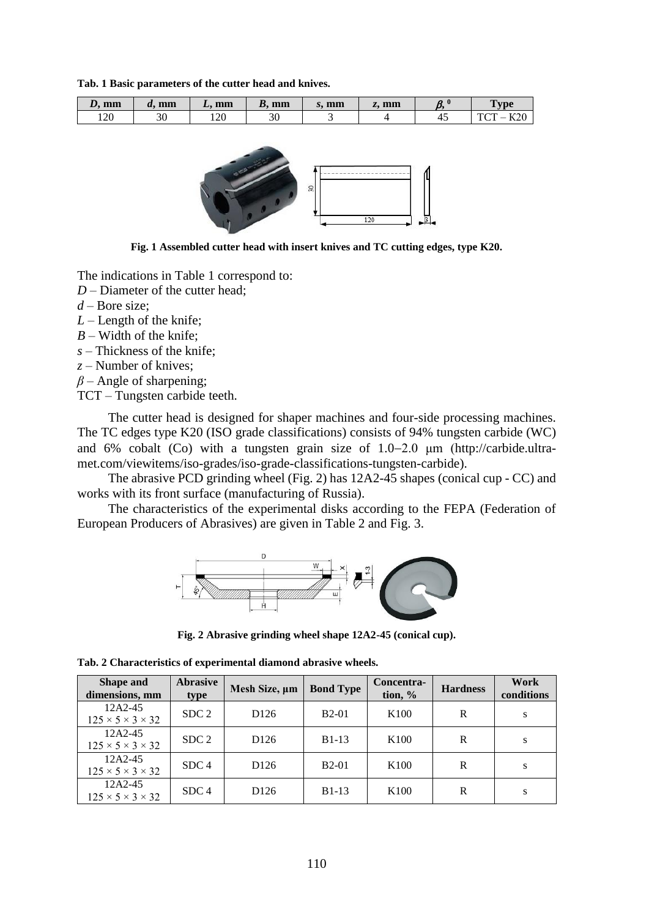**Tab. 1 Basic parameters of the cutter head and knives.**

| *D*, mm | *d*, mm | *L*, mm | *B*, mm | *s*, mm | *z*, mm | *β*, ⁰ | Type |
|---|---|---|---|---|---|---|---|
| 120 | 30 | 120 | 30 | 3 | 4 | 45 | TCT – K20 |

**Fig. 1 Assembled cutter head with insert knives and TC cutting edges, type K20.**

The indications in Table 1 correspond to:
*D* – Diameter of the cutter head;
*d* – Bore size;
*L* – Length of the knife;
*B* – Width of the knife;
*s* – Thickness of the knife;
*z* – Number of knives;
*β* – Angle of sharpening;
TCT – Tungsten carbide teeth.

The cutter head is designed for shaper machines and four-side processing machines. The TC edges type K20 (ISO grade classifications) consists of 94% tungsten carbide (WC) and 6% cobalt (Co) with a tungsten grain size of 1.0–2.0 μm (http://carbide.ultra-met.com/viewitems/iso-grades/iso-grade-classifications-tungsten-carbide).

The abrasive PCD grinding wheel (Fig. 2) has 12A2-45 shapes (conical cup - CC) and works with its front surface (manufacturing of Russia).

The characteristics of the experimental disks according to the FEPA (Federation of European Producers of Abrasives) are given in Table 2 and Fig. 3.

**Fig. 2 Abrasive grinding wheel shape 12A2-45 (conical cup).**

**Tab. 2 Characteristics of experimental diamond abrasive wheels.**

| Shape and dimensions, mm | Abrasive type | Mesh Size, μm | Bond Type | Concentration, % | Hardness | Work conditions |
|---|---|---|---|---|---|---|
| 12A2-45 125 × 5 × 3 × 32 | SDC 2 | D126 | B2-01 | K100 | R | s |
| 12A2-45 125 × 5 × 3 × 32 | SDC 2 | D126 | B1-13 | K100 | R | s |
| 12A2-45 125 × 5 × 3 × 32 | SDC 4 | D126 | B2-01 | K100 | R | s |
| 12A2-45 125 × 5 × 3 × 32 | SDC 4 | D126 | B1-13 | K100 | R | s |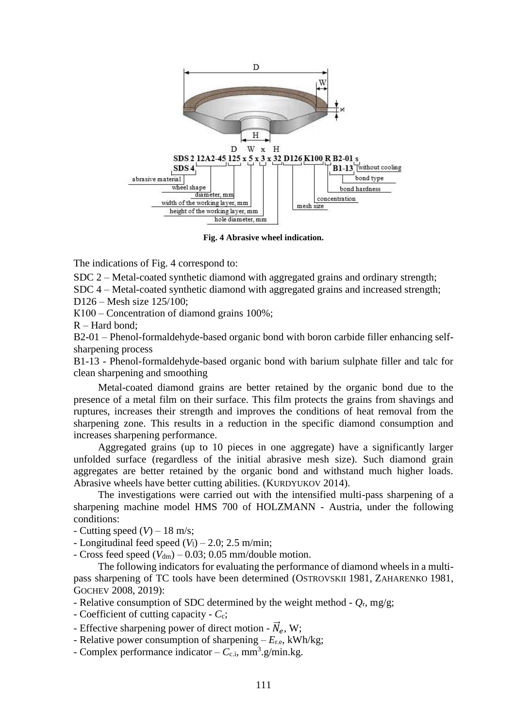**Fig. 4 Abrasive wheel indication.**

The indications of Fig. 4 correspond to:

SDC 2 – Metal-coated synthetic diamond with aggregated grains and ordinary strength;

SDC 4 – Metal-coated synthetic diamond with aggregated grains and increased strength;

D126 – Mesh size 125/100;

K100 – Concentration of diamond grains 100%;

R – Hard bond;

B2-01 – Phenol-formaldehyde-based organic bond with boron carbide filler enhancing self-sharpening process

B1-13 - Phenol-formaldehyde-based organic bond with barium sulphate filler and talc for clean sharpening and smoothing

Metal-coated diamond grains are better retained by the organic bond due to the presence of a metal film on their surface. This film protects the grains from shavings and ruptures, increases their strength and improves the conditions of heat removal from the sharpening zone. This results in a reduction in the specific diamond consumption and increases sharpening performance.

Aggregated grains (up to 10 pieces in one aggregate) have a significantly larger unfolded surface (regardless of the initial abrasive mesh size). Such diamond grain aggregates are better retained by the organic bond and withstand much higher loads. Abrasive wheels have better cutting abilities. (KURDYUKOV 2014).

The investigations were carried out with the intensified multi-pass sharpening of a sharpening machine model HMS 700 of HOLZMANN - Austria, under the following conditions:

- Cutting speed ($V$) – 18 m/s;
- Longitudinal feed speed ($V_l$) – 2.0; 2.5 m/min;
- Cross feed speed ($V_{dm}$) – 0.03; 0.05 mm/double motion.

The following indicators for evaluating the performance of diamond wheels in a multi-pass sharpening of TC tools have been determined (OSTROVSKII 1981, ZAHARENKO 1981, GOCHEV 2008, 2019):

- Relative consumption of SDC determined by the weight method - $Q_r$, mg/g;
- Coefficient of cutting capacity - $C_c$;
- Effective sharpening power of direct motion - $\vec{N}_e$, W;
- Relative power consumption of sharpening – $E_{r.e}$, kWh/kg;
- Complex performance indicator – $C_{c.i}$, mm$^3$.g/min.kg.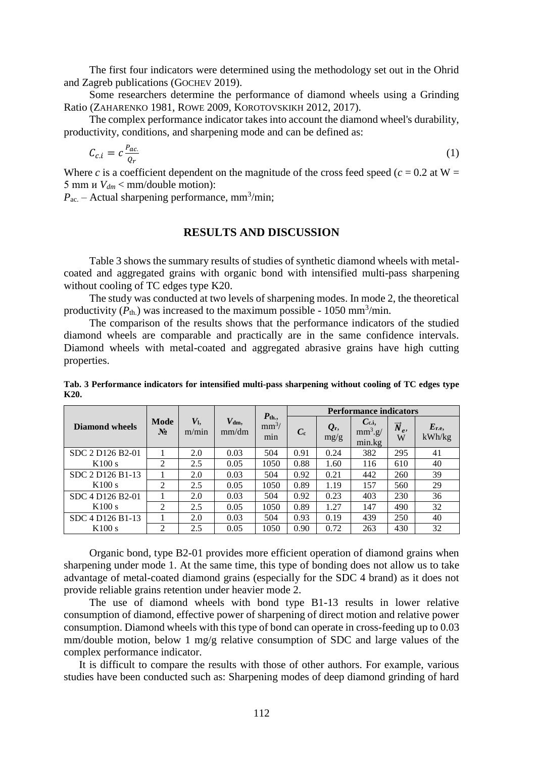The first four indicators were determined using the methodology set out in the Ohrid and Zagreb publications (GOCHEV 2019).

Some researchers determine the performance of diamond wheels using a Grinding Ratio (ZAHARENKO 1981, ROWE 2009, KOROTOVSKIKH 2012, 2017).

The complex performance indicator takes into account the diamond wheel's durability, productivity, conditions, and sharpening mode and can be defined as:

$$C_{c.i} = c\frac{P_{ac.}}{Q_r} \tag{1}$$

Where $c$ is a coefficient dependent on the magnitude of the cross feed speed ($c$ = 0.2 at W = 5 mm и $V_{dm}$ < mm/double motion):

$P_{ac.}$ – Actual sharpening performance, mm$^3$/min;

## RESULTS AND DISCUSSION

Table 3 shows the summary results of studies of synthetic diamond wheels with metal-coated and aggregated grains with organic bond with intensified multi-pass sharpening without cooling of TC edges type K20.

The study was conducted at two levels of sharpening modes. In mode 2, the theoretical productivity ($P_{th.}$) was increased to the maximum possible - 1050 mm$^3$/min.

The comparison of the results shows that the performance indicators of the studied diamond wheels are comparable and practically are in the same confidence intervals. Diamond wheels with metal-coated and aggregated abrasive grains have high cutting properties.

**Tab. 3 Performance indicators for intensified multi-pass sharpening without cooling of TC edges type K20.**

| Diamond wheels | Mode № | $V_l$, m/min | $V_{dm}$, mm/dm | $P_{th.}$, mm$^3$/min | Performance indicators | | | | |
|---|---|---|---|---|---|---|---|---|---|
| | | | | | $C_c$ | $Q_r$, mg/g | $C_{c.i}$, mm$^3$.g/min.kg | $\vec{N}_e$, W | $E_{r.e}$, kWh/kg |
| SDC 2 D126 B2-01 K100 s | 1 | 2.0 | 0.03 | 504 | 0.91 | 0.24 | 382 | 295 | 41 |
| | 2 | 2.5 | 0.05 | 1050 | 0.88 | 1.60 | 116 | 610 | 40 |
| SDC 2 D126 B1-13 K100 s | 1 | 2.0 | 0.03 | 504 | 0.92 | 0.21 | 442 | 260 | 39 |
| | 2 | 2.5 | 0.05 | 1050 | 0.89 | 1.19 | 157 | 560 | 29 |
| SDC 4 D126 B2-01 K100 s | 1 | 2.0 | 0.03 | 504 | 0.92 | 0.23 | 403 | 230 | 36 |
| | 2 | 2.5 | 0.05 | 1050 | 0.89 | 1.27 | 147 | 490 | 32 |
| SDC 4 D126 B1-13 K100 s | 1 | 2.0 | 0.03 | 504 | 0.93 | 0.19 | 439 | 250 | 40 |
| | 2 | 2.5 | 0.05 | 1050 | 0.90 | 0.72 | 263 | 430 | 32 |

Organic bond, type B2-01 provides more efficient operation of diamond grains when sharpening under mode 1. At the same time, this type of bonding does not allow us to take advantage of metal-coated diamond grains (especially for the SDC 4 brand) as it does not provide reliable grains retention under heavier mode 2.

The use of diamond wheels with bond type B1-13 results in lower relative consumption of diamond, effective power of sharpening of direct motion and relative power consumption. Diamond wheels with this type of bond can operate in cross-feeding up to 0.03 mm/double motion, below 1 mg/g relative consumption of SDC and large values of the complex performance indicator.

It is difficult to compare the results with those of other authors. For example, various studies have been conducted such as: Sharpening modes of deep diamond grinding of hard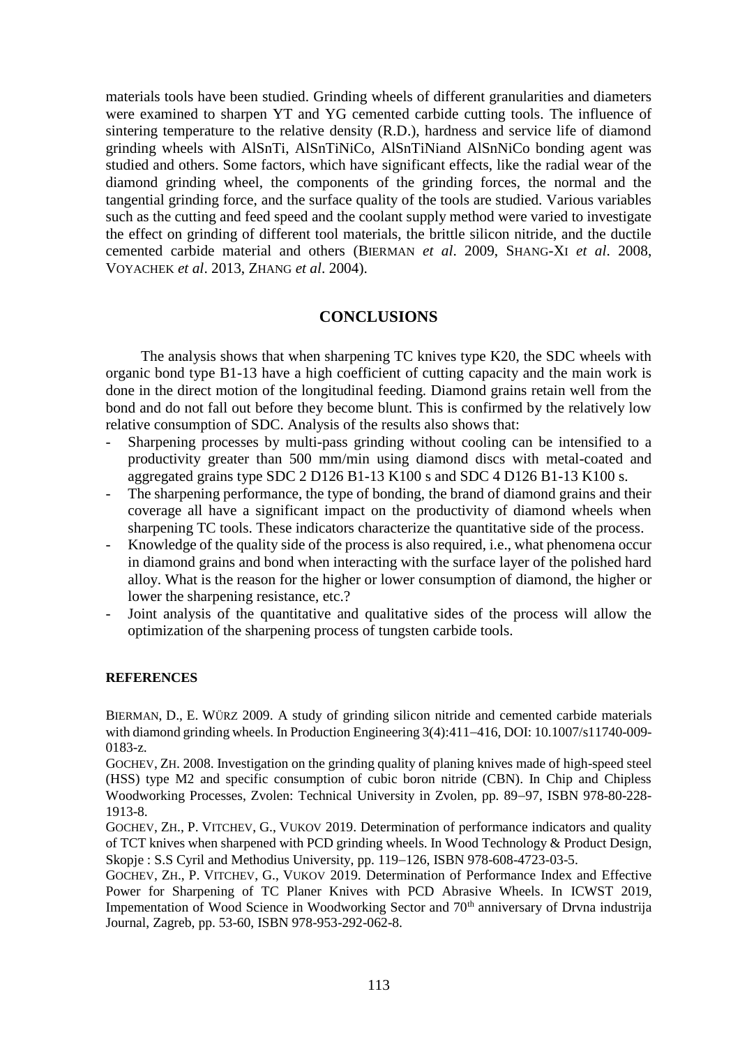materials tools have been studied. Grinding wheels of different granularities and diameters were examined to sharpen YT and YG cemented carbide cutting tools. The influence of sintering temperature to the relative density (R.D.), hardness and service life of diamond grinding wheels with AlSnTi, AlSnTiNiCo, AlSnTiNiand AlSnNiCo bonding agent was studied and others. Some factors, which have significant effects, like the radial wear of the diamond grinding wheel, the components of the grinding forces, the normal and the tangential grinding force, and the surface quality of the tools are studied. Various variables such as the cutting and feed speed and the coolant supply method were varied to investigate the effect on grinding of different tool materials, the brittle silicon nitride, and the ductile cemented carbide material and others (BIERMAN *et al*. 2009, SHANG-XI *et al*. 2008, VOYACHEK *et al*. 2013, ZHANG *et al*. 2004).

## CONCLUSIONS

The analysis shows that when sharpening TC knives type K20, the SDC wheels with organic bond type B1-13 have a high coefficient of cutting capacity and the main work is done in the direct motion of the longitudinal feeding. Diamond grains retain well from the bond and do not fall out before they become blunt. This is confirmed by the relatively low relative consumption of SDC. Analysis of the results also shows that:

- Sharpening processes by multi-pass grinding without cooling can be intensified to a productivity greater than 500 mm/min using diamond discs with metal-coated and aggregated grains type SDC 2 D126 B1-13 K100 s and SDC 4 D126 B1-13 K100 s.
- The sharpening performance, the type of bonding, the brand of diamond grains and their coverage all have a significant impact on the productivity of diamond wheels when sharpening TC tools. These indicators characterize the quantitative side of the process.
- Knowledge of the quality side of the process is also required, i.e., what phenomena occur in diamond grains and bond when interacting with the surface layer of the polished hard alloy. What is the reason for the higher or lower consumption of diamond, the higher or lower the sharpening resistance, etc.?
- Joint analysis of the quantitative and qualitative sides of the process will allow the optimization of the sharpening process of tungsten carbide tools.

### REFERENCES

BIERMAN, D., E. WÜRZ 2009. A study of grinding silicon nitride and cemented carbide materials with diamond grinding wheels. In Production Engineering 3(4):411–416, DOI: 10.1007/s11740-009-0183-z.

GOCHEV, ZH. 2008. Investigation on the grinding quality of planing knives made of high-speed steel (HSS) type M2 and specific consumption of cubic boron nitride (CBN). In Chip and Chipless Woodworking Processes, Zvolen: Technical University in Zvolen, pp. 89–97, ISBN 978-80-228-1913-8.

GOCHEV, ZH., P. VITCHEV, G., VUKOV 2019. Determination of performance indicators and quality of TCT knives when sharpened with PCD grinding wheels. In Wood Technology & Product Design, Skopje : S.S Cyril and Methodius University, pp. 119–126, ISBN 978-608-4723-03-5.

GOCHEV, ZH., P. VITCHEV, G., VUKOV 2019. Determination of Performance Index and Effective Power for Sharpening of TC Planer Knives with PCD Abrasive Wheels. In ICWST 2019, Impementation of Wood Science in Woodworking Sector and 70th anniversary of Drvna industrija Journal, Zagreb, pp. 53-60, ISBN 978-953-292-062-8.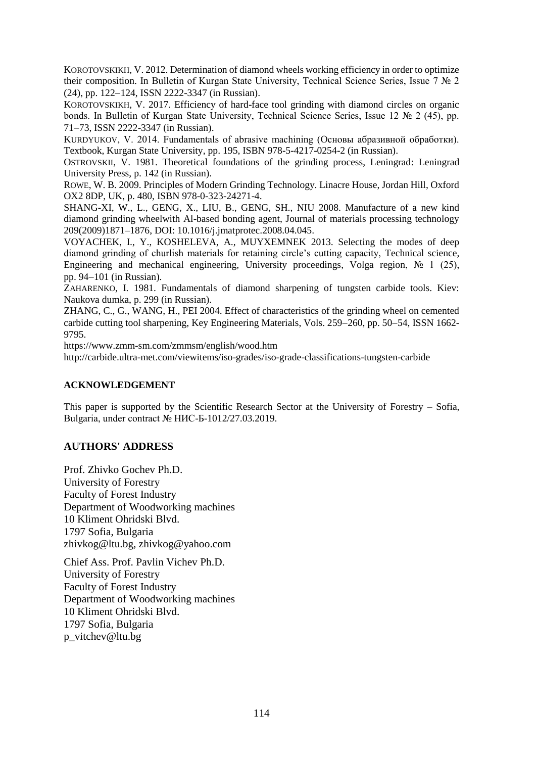KOROTOVSKIKH, V. 2012. Determination of diamond wheels working efficiency in order to optimize their composition. In Bulletin of Kurgan State University, Technical Science Series, Issue 7 № 2 (24), pp. 122–124, ISSN 2222-3347 (in Russian).

KOROTOVSKIKH, V. 2017. Efficiency of hard-face tool grinding with diamond circles on organic bonds. In Bulletin of Kurgan State University, Technical Science Series, Issue 12 № 2 (45), pp. 71–73, ISSN 2222-3347 (in Russian).

KURDYUKOV, V. 2014. Fundamentals of abrasive machining (Основы абразивной обработки). Textbook, Kurgan State University, pp. 195, ISBN 978-5-4217-0254-2 (in Russian).

OSTROVSKII, V. 1981. Theoretical foundations of the grinding process, Leningrad: Leningrad University Press, p. 142 (in Russian).

ROWE, W. B. 2009. Principles of Modern Grinding Technology. Linacre House, Jordan Hill, Oxford OX2 8DP, UK, p. 480, ISBN 978-0-323-24271-4.

SHANG-XI, W., L., GENG, X., LIU, B., GENG, SH., NIU 2008. Manufacture of a new kind diamond grinding wheelwith Al-based bonding agent, Journal of materials processing technology 209(2009)1871–1876, DOI: 10.1016/j.jmatprotec.2008.04.045.

VOYACHEK, I., Y., KOSHELEVA, A., MUYXEMNEK 2013. Selecting the modes of deep diamond grinding of churlish materials for retaining circle's cutting capacity, Technical science, Engineering and mechanical engineering, University proceedings, Volga region, № 1 (25), pp. 94–101 (in Russian).

ZAHARENKO, I. 1981. Fundamentals of diamond sharpening of tungsten carbide tools. Kiev: Naukova dumka, p. 299 (in Russian).

ZHANG, C., G., WANG, H., PEI 2004. Effect of characteristics of the grinding wheel on cemented carbide cutting tool sharpening, Key Engineering Materials, Vols. 259–260, pp. 50–54, ISSN 1662-9795.

https://www.zmm-sm.com/zmmsm/english/wood.htm

http://carbide.ultra-met.com/viewitems/iso-grades/iso-grade-classifications-tungsten-carbide

## ACKNOWLEDGEMENT

This paper is supported by the Scientific Research Sector at the University of Forestry – Sofia, Bulgaria, under contract № НИС-Б-1012/27.03.2019.

## AUTHORS' ADDRESS

Prof. Zhivko Gochev Ph.D.
University of Forestry
Faculty of Forest Industry
Department of Woodworking machines
10 Kliment Ohridski Blvd.
1797 Sofia, Bulgaria
zhivkog@ltu.bg, zhivkog@yahoo.com

Chief Ass. Prof. Pavlin Vichev Ph.D.
University of Forestry
Faculty of Forest Industry
Department of Woodworking machines
10 Kliment Ohridski Blvd.
1797 Sofia, Bulgaria
p_vitchev@ltu.bg